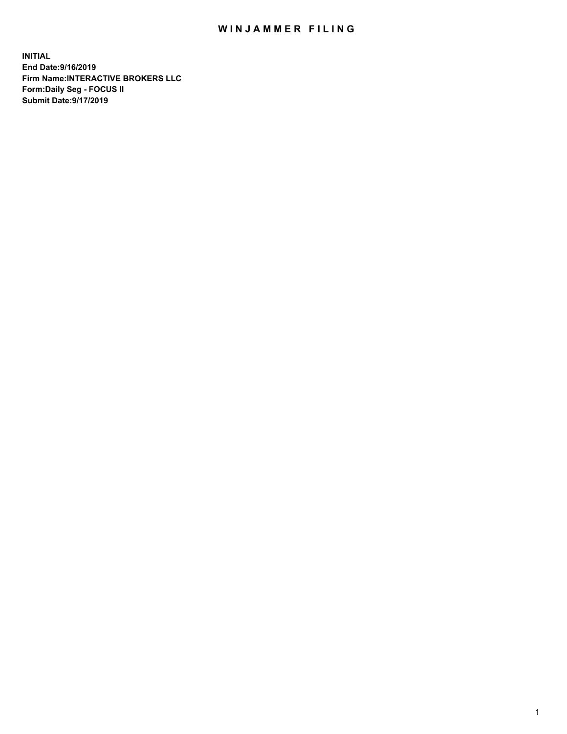# WINJAMMER FILING

**INITIAL**
**End Date:9/16/2019**
**Firm Name:INTERACTIVE BROKERS LLC**
**Form:Daily Seg - FOCUS II**
**Submit Date:9/17/2019**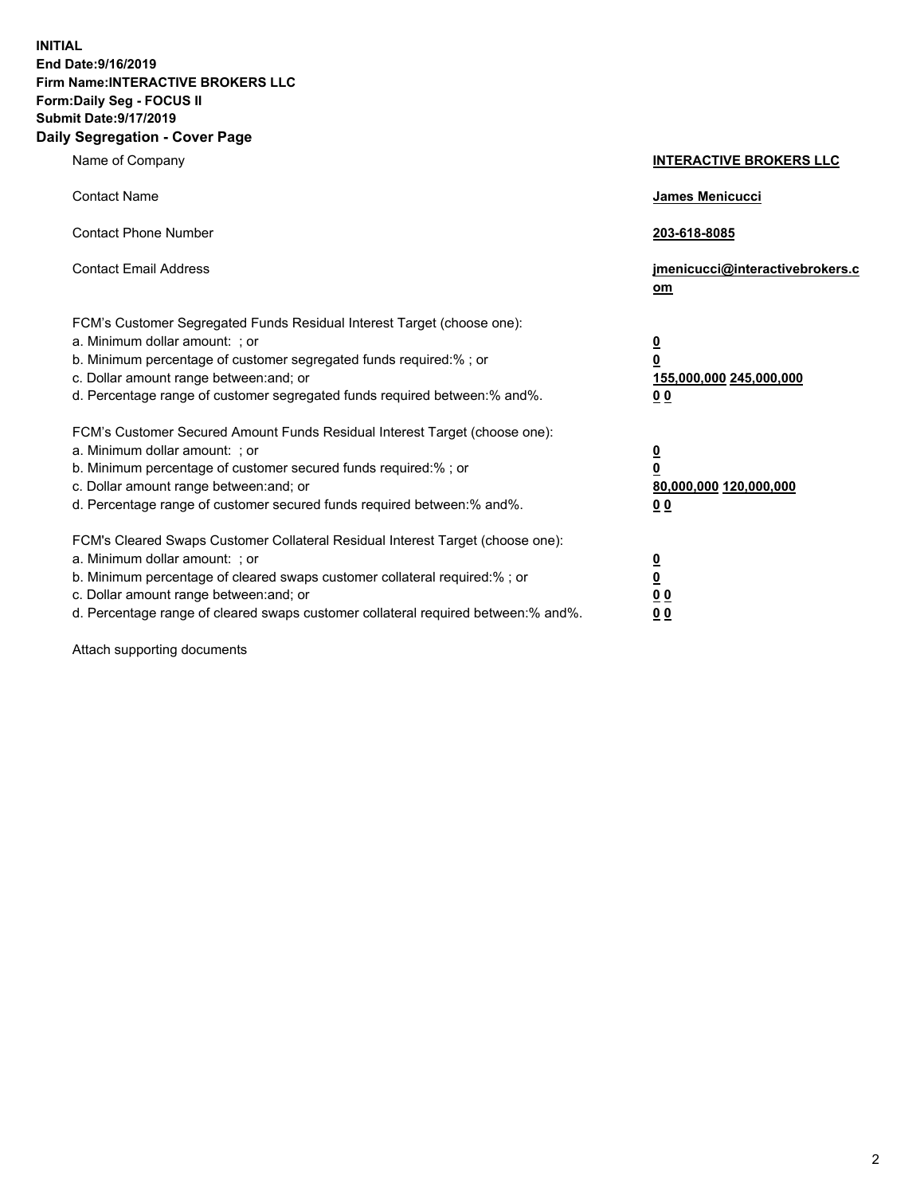**INITIAL**
**End Date:9/16/2019**
**Firm Name:INTERACTIVE BROKERS LLC**
**Form:Daily Seg - FOCUS II**
**Submit Date:9/17/2019**
**Daily Segregation - Cover Page**

| | |
|---|---|
| Name of Company | **INTERACTIVE BROKERS LLC** |
| Contact Name | **James Menicucci** |
| Contact Phone Number | **203-618-8085** |
| Contact Email Address | **jmenicucci@interactivebrokers.com** |

FCM's Customer Segregated Funds Residual Interest Target (choose one):

| | |
|---|---|
| a. Minimum dollar amount: ; or | **0** |
| b. Minimum percentage of customer segregated funds required:% ; or | **0** |
| c. Dollar amount range between:and; or | **155,000,000 245,000,000** |
| d. Percentage range of customer segregated funds required between:% and%. | **0 0** |

FCM's Customer Secured Amount Funds Residual Interest Target (choose one):

| | |
|---|---|
| a. Minimum dollar amount: ; or | **0** |
| b. Minimum percentage of customer secured funds required:% ; or | **0** |
| c. Dollar amount range between:and; or | **80,000,000 120,000,000** |
| d. Percentage range of customer secured funds required between:% and%. | **0 0** |

FCM's Cleared Swaps Customer Collateral Residual Interest Target (choose one):

| | |
|---|---|
| a. Minimum dollar amount: ; or | **0** |
| b. Minimum percentage of cleared swaps customer collateral required:% ; or | **0** |
| c. Dollar amount range between:and; or | **0 0** |
| d. Percentage range of cleared swaps customer collateral required between:% and%. | **0 0** |

Attach supporting documents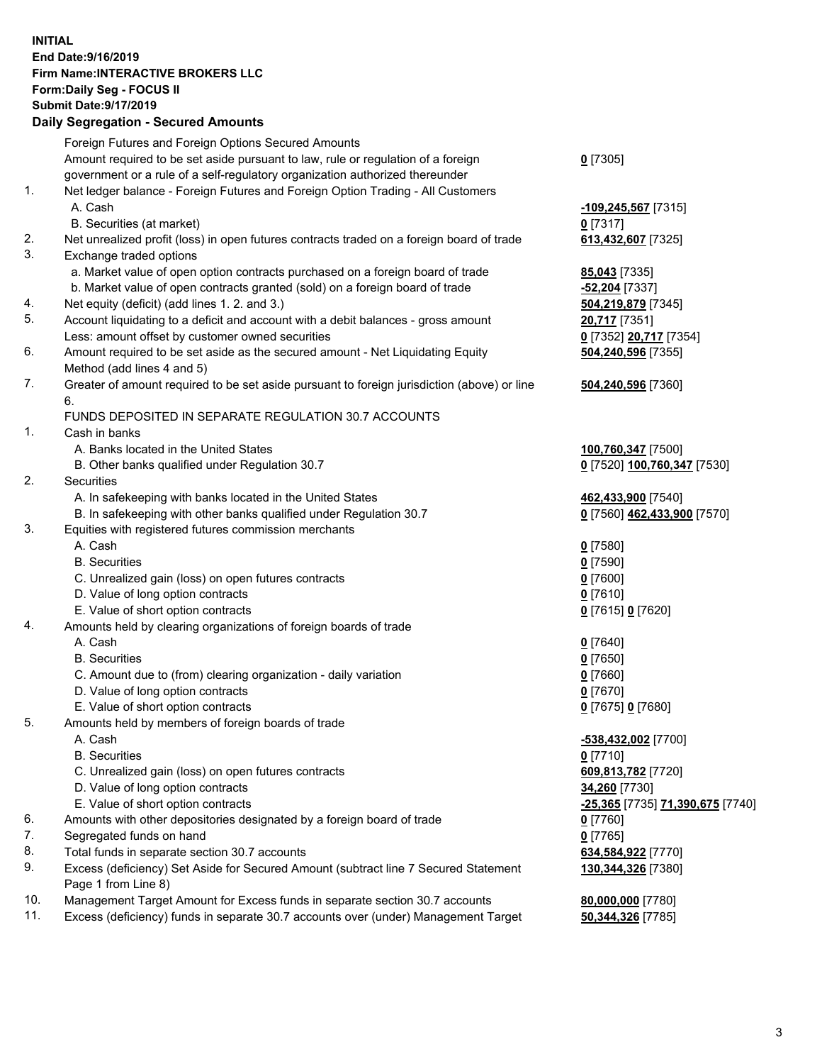**INITIAL**
**End Date:9/16/2019**
**Firm Name:INTERACTIVE BROKERS LLC**
**Form:Daily Seg - FOCUS II**
**Submit Date:9/17/2019**

## Daily Segregation - Secured Amounts

| | | |
|---|---|---|
| | Foreign Futures and Foreign Options Secured Amounts | |
| | Amount required to be set aside pursuant to law, rule or regulation of a foreign government or a rule of a self-regulatory organization authorized thereunder | **0** [7305] |
| 1. | Net ledger balance - Foreign Futures and Foreign Option Trading - All Customers | |
| | A. Cash | **-109,245,567** [7315] |
| | B. Securities (at market) | **0** [7317] |
| 2. | Net unrealized profit (loss) in open futures contracts traded on a foreign board of trade | **613,432,607** [7325] |
| 3. | Exchange traded options | |
| | a. Market value of open option contracts purchased on a foreign board of trade | **85,043** [7335] |
| | b. Market value of open contracts granted (sold) on a foreign board of trade | **-52,204** [7337] |
| 4. | Net equity (deficit) (add lines 1. 2. and 3.) | **504,219,879** [7345] |
| 5. | Account liquidating to a deficit and account with a debit balances - gross amount | **20,717** [7351] |
| | Less: amount offset by customer owned securities | **0** [7352] **20,717** [7354] |
| 6. | Amount required to be set aside as the secured amount - Net Liquidating Equity Method (add lines 4 and 5) | **504,240,596** [7355] |
| 7. | Greater of amount required to be set aside pursuant to foreign jurisdiction (above) or line 6. | **504,240,596** [7360] |
| | FUNDS DEPOSITED IN SEPARATE REGULATION 30.7 ACCOUNTS | |
| 1. | Cash in banks | |
| | A. Banks located in the United States | **100,760,347** [7500] |
| | B. Other banks qualified under Regulation 30.7 | **0** [7520] **100,760,347** [7530] |
| 2. | Securities | |
| | A. In safekeeping with banks located in the United States | **462,433,900** [7540] |
| | B. In safekeeping with other banks qualified under Regulation 30.7 | **0** [7560] **462,433,900** [7570] |
| 3. | Equities with registered futures commission merchants | |
| | A. Cash | **0** [7580] |
| | B. Securities | **0** [7590] |
| | C. Unrealized gain (loss) on open futures contracts | **0** [7600] |
| | D. Value of long option contracts | **0** [7610] |
| | E. Value of short option contracts | **0** [7615] **0** [7620] |
| 4. | Amounts held by clearing organizations of foreign boards of trade | |
| | A. Cash | **0** [7640] |
| | B. Securities | **0** [7650] |
| | C. Amount due to (from) clearing organization - daily variation | **0** [7660] |
| | D. Value of long option contracts | **0** [7670] |
| | E. Value of short option contracts | **0** [7675] **0** [7680] |
| 5. | Amounts held by members of foreign boards of trade | |
| | A. Cash | **-538,432,002** [7700] |
| | B. Securities | **0** [7710] |
| | C. Unrealized gain (loss) on open futures contracts | **609,813,782** [7720] |
| | D. Value of long option contracts | **34,260** [7730] |
| | E. Value of short option contracts | **-25,365** [7735] **71,390,675** [7740] |
| 6. | Amounts with other depositories designated by a foreign board of trade | **0** [7760] |
| 7. | Segregated funds on hand | **0** [7765] |
| 8. | Total funds in separate section 30.7 accounts | **634,584,922** [7770] |
| 9. | Excess (deficiency) Set Aside for Secured Amount (subtract line 7 Secured Statement Page 1 from Line 8) | **130,344,326** [7380] |
| 10. | Management Target Amount for Excess funds in separate section 30.7 accounts | **80,000,000** [7780] |
| 11. | Excess (deficiency) funds in separate 30.7 accounts over (under) Management Target | **50,344,326** [7785] |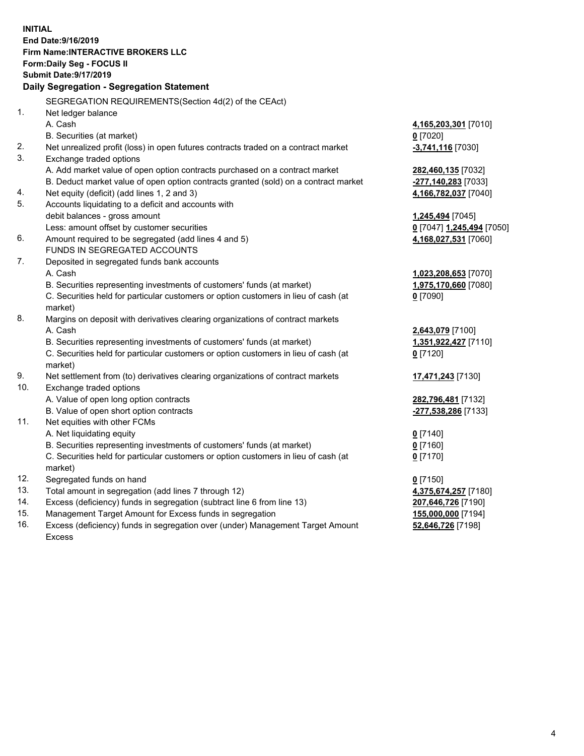**INITIAL**
**End Date:9/16/2019**
**Firm Name:INTERACTIVE BROKERS LLC**
**Form:Daily Seg - FOCUS II**
**Submit Date:9/17/2019**
**Daily Segregation - Segregation Statement**

SEGREGATION REQUIREMENTS(Section 4d(2) of the CEAct)

| | | |
|---|---|---|
| 1. | Net ledger balance | |
| | A. Cash | **4,165,203,301** [7010] |
| | B. Securities (at market) | **0** [7020] |
| 2. | Net unrealized profit (loss) in open futures contracts traded on a contract market | **-3,741,116** [7030] |
| 3. | Exchange traded options | |
| | A. Add market value of open option contracts purchased on a contract market | **282,460,135** [7032] |
| | B. Deduct market value of open option contracts granted (sold) on a contract market | **-277,140,283** [7033] |
| 4. | Net equity (deficit) (add lines 1, 2 and 3) | **4,166,782,037** [7040] |
| 5. | Accounts liquidating to a deficit and accounts with debit balances - gross amount | **1,245,494** [7045] |
| | Less: amount offset by customer securities | **0** [7047] **1,245,494** [7050] |
| 6. | Amount required to be segregated (add lines 4 and 5) | **4,168,027,531** [7060] |
| | FUNDS IN SEGREGATED ACCOUNTS | |
| 7. | Deposited in segregated funds bank accounts | |
| | A. Cash | **1,023,208,653** [7070] |
| | B. Securities representing investments of customers' funds (at market) | **1,975,170,660** [7080] |
| | C. Securities held for particular customers or option customers in lieu of cash (at market) | **0** [7090] |
| 8. | Margins on deposit with derivatives clearing organizations of contract markets | |
| | A. Cash | **2,643,079** [7100] |
| | B. Securities representing investments of customers' funds (at market) | **1,351,922,427** [7110] |
| | C. Securities held for particular customers or option customers in lieu of cash (at market) | **0** [7120] |
| 9. | Net settlement from (to) derivatives clearing organizations of contract markets | **17,471,243** [7130] |
| 10. | Exchange traded options | |
| | A. Value of open long option contracts | **282,796,481** [7132] |
| | B. Value of open short option contracts | **-277,538,286** [7133] |
| 11. | Net equities with other FCMs | |
| | A. Net liquidating equity | **0** [7140] |
| | B. Securities representing investments of customers' funds (at market) | **0** [7160] |
| | C. Securities held for particular customers or option customers in lieu of cash (at market) | **0** [7170] |
| 12. | Segregated funds on hand | **0** [7150] |
| 13. | Total amount in segregation (add lines 7 through 12) | **4,375,674,257** [7180] |
| 14. | Excess (deficiency) funds in segregation (subtract line 6 from line 13) | **207,646,726** [7190] |
| 15. | Management Target Amount for Excess funds in segregation | **155,000,000** [7194] |
| 16. | Excess (deficiency) funds in segregation over (under) Management Target Amount Excess | **52,646,726** [7198] |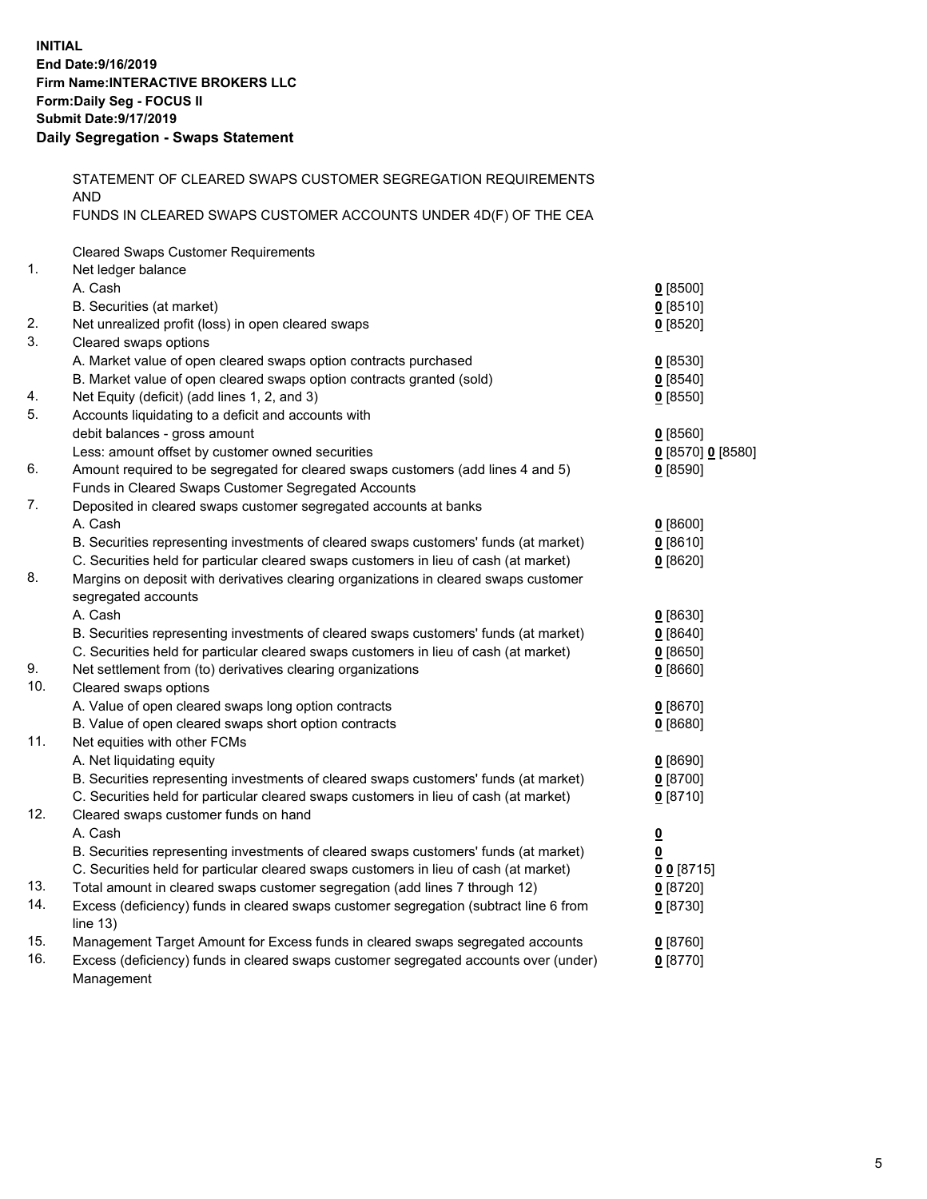**INITIAL**
**End Date:9/16/2019**
**Firm Name:INTERACTIVE BROKERS LLC**
**Form:Daily Seg - FOCUS II**
**Submit Date:9/17/2019**
**Daily Segregation - Swaps Statement**

STATEMENT OF CLEARED SWAPS CUSTOMER SEGREGATION REQUIREMENTS
AND
FUNDS IN CLEARED SWAPS CUSTOMER ACCOUNTS UNDER 4D(F) OF THE CEA

| | | |
|---|---|---|
| | Cleared Swaps Customer Requirements | |
| 1. | Net ledger balance | |
| | A. Cash | 0 [8500] |
| | B. Securities (at market) | 0 [8510] |
| 2. | Net unrealized profit (loss) in open cleared swaps | 0 [8520] |
| 3. | Cleared swaps options | |
| | A. Market value of open cleared swaps option contracts purchased | 0 [8530] |
| | B. Market value of open cleared swaps option contracts granted (sold) | 0 [8540] |
| 4. | Net Equity (deficit) (add lines 1, 2, and 3) | 0 [8550] |
| 5. | Accounts liquidating to a deficit and accounts with | |
| | debit balances - gross amount | 0 [8560] |
| | Less: amount offset by customer owned securities | 0 [8570] 0 [8580] |
| 6. | Amount required to be segregated for cleared swaps customers (add lines 4 and 5) | 0 [8590] |
| | Funds in Cleared Swaps Customer Segregated Accounts | |
| 7. | Deposited in cleared swaps customer segregated accounts at banks | |
| | A. Cash | 0 [8600] |
| | B. Securities representing investments of cleared swaps customers' funds (at market) | 0 [8610] |
| | C. Securities held for particular cleared swaps customers in lieu of cash (at market) | 0 [8620] |
| 8. | Margins on deposit with derivatives clearing organizations in cleared swaps customer segregated accounts | |
| | A. Cash | 0 [8630] |
| | B. Securities representing investments of cleared swaps customers' funds (at market) | 0 [8640] |
| | C. Securities held for particular cleared swaps customers in lieu of cash (at market) | 0 [8650] |
| 9. | Net settlement from (to) derivatives clearing organizations | 0 [8660] |
| 10. | Cleared swaps options | |
| | A. Value of open cleared swaps long option contracts | 0 [8670] |
| | B. Value of open cleared swaps short option contracts | 0 [8680] |
| 11. | Net equities with other FCMs | |
| | A. Net liquidating equity | 0 [8690] |
| | B. Securities representing investments of cleared swaps customers' funds (at market) | 0 [8700] |
| | C. Securities held for particular cleared swaps customers in lieu of cash (at market) | 0 [8710] |
| 12. | Cleared swaps customer funds on hand | |
| | A. Cash | 0 |
| | B. Securities representing investments of cleared swaps customers' funds (at market) | 0 |
| | C. Securities held for particular cleared swaps customers in lieu of cash (at market) | 0 0 [8715] |
| 13. | Total amount in cleared swaps customer segregation (add lines 7 through 12) | 0 [8720] |
| 14. | Excess (deficiency) funds in cleared swaps customer segregation (subtract line 6 from line 13) | 0 [8730] |
| 15. | Management Target Amount for Excess funds in cleared swaps segregated accounts | 0 [8760] |
| 16. | Excess (deficiency) funds in cleared swaps customer segregated accounts over (under) Management | 0 [8770] |